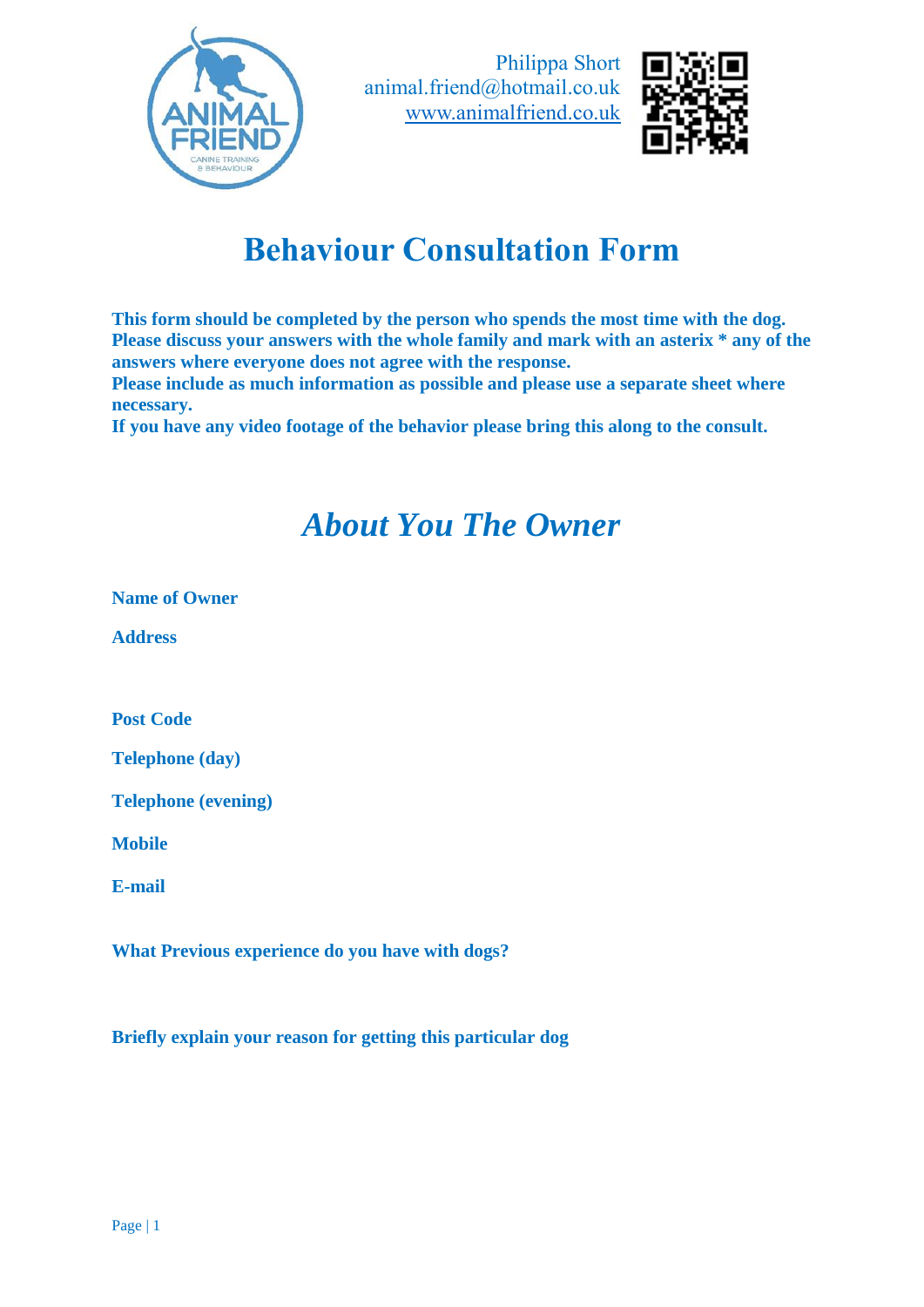Philippa Short
animal.friend@hotmail.co.uk
www.animalfriend.co.uk

# Behaviour Consultation Form

**This form should be completed by the person who spends the most time with the dog. Please discuss your answers with the whole family and mark with an asterix * any of the answers where everyone does not agree with the response.**
**Please include as much information as possible and please use a separate sheet where necessary.**
**If you have any video footage of the behavior please bring this along to the consult.**

## *About You The Owner*

**Name of Owner**

**Address**

**Post Code**

**Telephone (day)**

**Telephone (evening)**

**Mobile**

**E-mail**

**What Previous experience do you have with dogs?**

**Briefly explain your reason for getting this particular dog**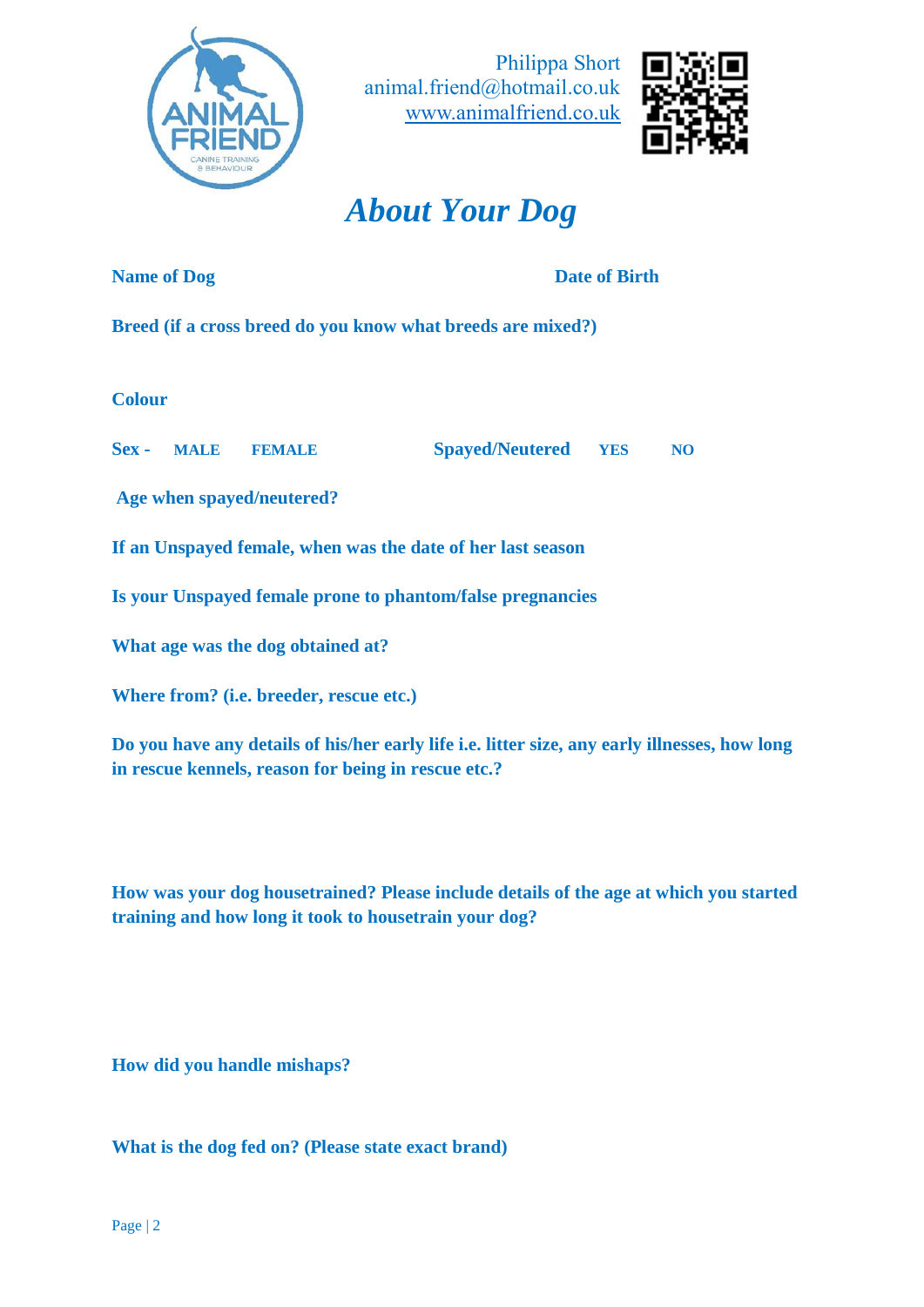Philippa Short
animal.friend@hotmail.co.uk
www.animalfriend.co.uk

# *About Your Dog*

**Name of Dog** **Date of Birth**

**Breed (if a cross breed do you know what breeds are mixed?)**

**Colour**

**Sex -** **MALE** **FEMALE** **Spayed/Neutered** **YES** **NO**

**Age when spayed/neutered?**

**If an Unspayed female, when was the date of her last season**

**Is your Unspayed female prone to phantom/false pregnancies**

**What age was the dog obtained at?**

**Where from? (i.e. breeder, rescue etc.)**

**Do you have any details of his/her early life i.e. litter size, any early illnesses, how long in rescue kennels, reason for being in rescue etc.?**

**How was your dog housetrained? Please include details of the age at which you started training and how long it took to housetrain your dog?**

**How did you handle mishaps?**

**What is the dog fed on? (Please state exact brand)**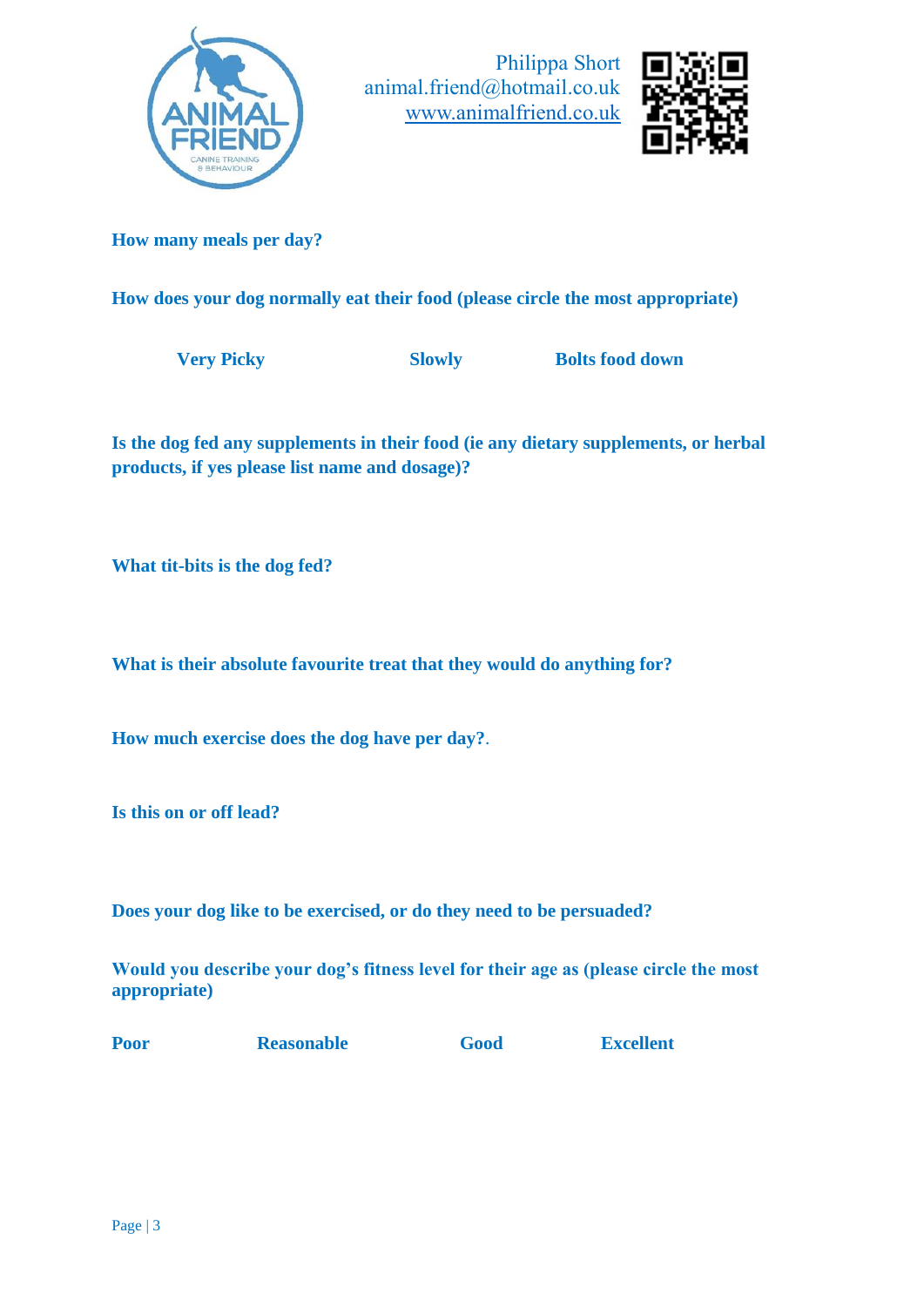Philippa Short
animal.friend@hotmail.co.uk
www.animalfriend.co.uk

**How many meals per day?**

**How does your dog normally eat their food (please circle the most appropriate)**

**Very Picky** **Slowly** **Bolts food down**

**Is the dog fed any supplements in their food (ie any dietary supplements, or herbal products, if yes please list name and dosage)?**

**What tit-bits is the dog fed?**

**What is their absolute favourite treat that they would do anything for?**

**How much exercise does the dog have per day?**.

**Is this on or off lead?**

**Does your dog like to be exercised, or do they need to be persuaded?**

**Would you describe your dog's fitness level for their age as (please circle the most appropriate)**

**Poor** **Reasonable** **Good** **Excellent**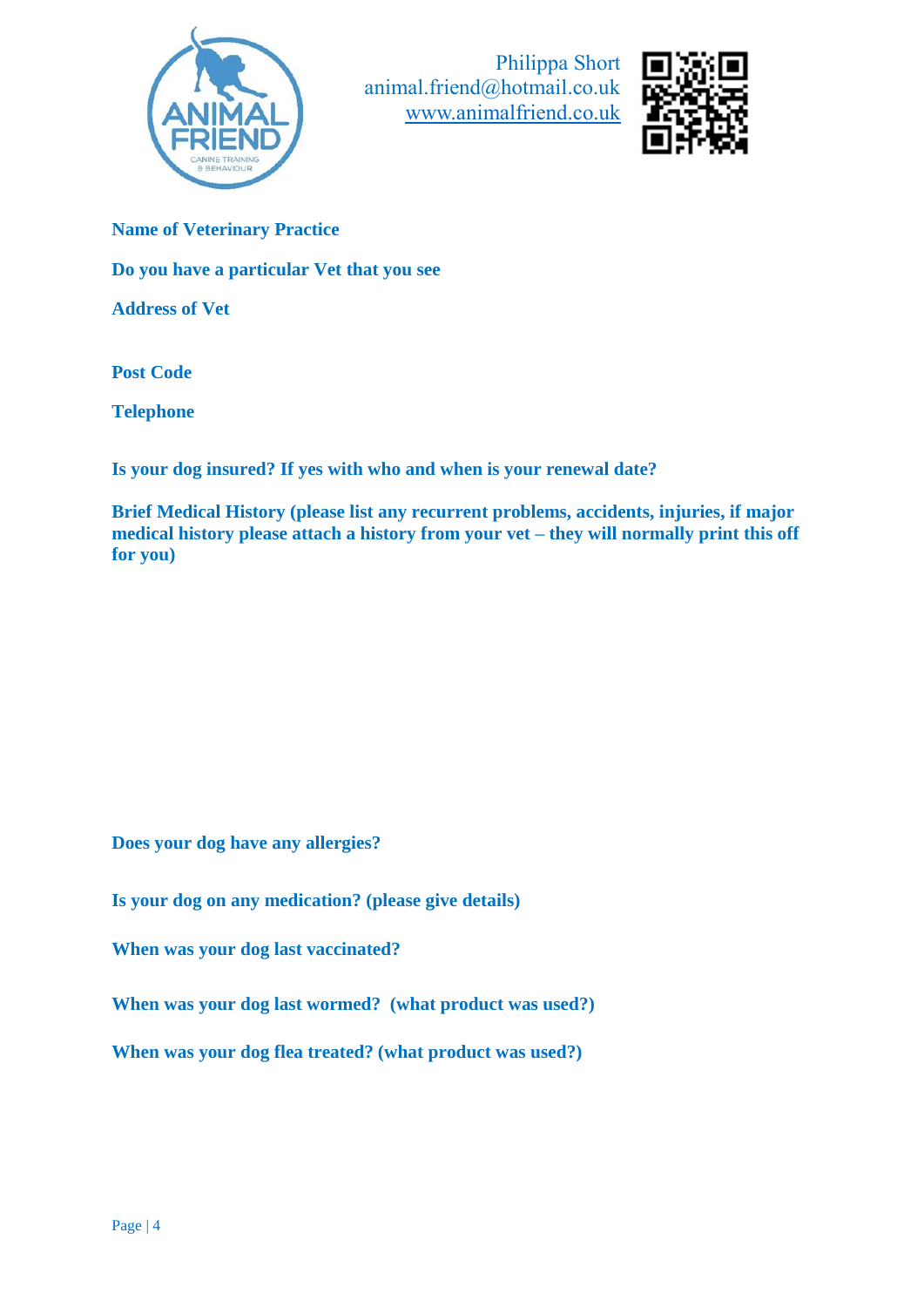Philippa Short
animal.friend@hotmail.co.uk
www.animalfriend.co.uk

**Name of Veterinary Practice**

**Do you have a particular Vet that you see**

**Address of Vet**

**Post Code**

**Telephone**

**Is your dog insured? If yes with who and when is your renewal date?**

**Brief Medical History (please list any recurrent problems, accidents, injuries, if major medical history please attach a history from your vet – they will normally print this off for you)**

**Does your dog have any allergies?**

**Is your dog on any medication? (please give details)**

**When was your dog last vaccinated?**

**When was your dog last wormed? (what product was used?)**

**When was your dog flea treated? (what product was used?)**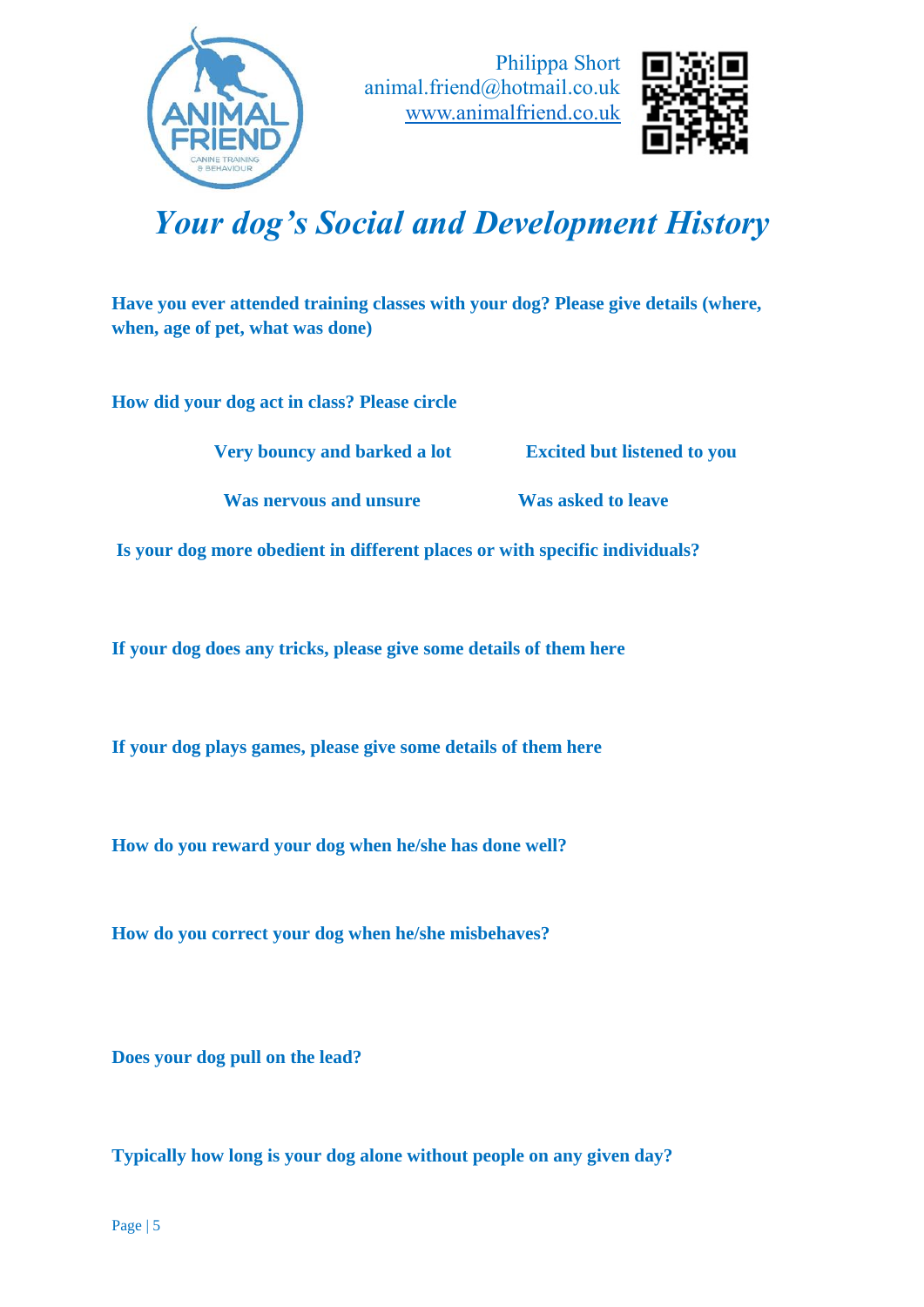Philippa Short
animal.friend@hotmail.co.uk
www.animalfriend.co.uk

# *Your dog's Social and Development History*

**Have you ever attended training classes with your dog? Please give details (where, when, age of pet, what was done)**

**How did your dog act in class? Please circle**

| | |
|---|---|
| **Very bouncy and barked a lot** | **Excited but listened to you** |
| **Was nervous and unsure** | **Was asked to leave** |

**Is your dog more obedient in different places or with specific individuals?**

**If your dog does any tricks, please give some details of them here**

**If your dog plays games, please give some details of them here**

**How do you reward your dog when he/she has done well?**

**How do you correct your dog when he/she misbehaves?**

**Does your dog pull on the lead?**

**Typically how long is your dog alone without people on any given day?**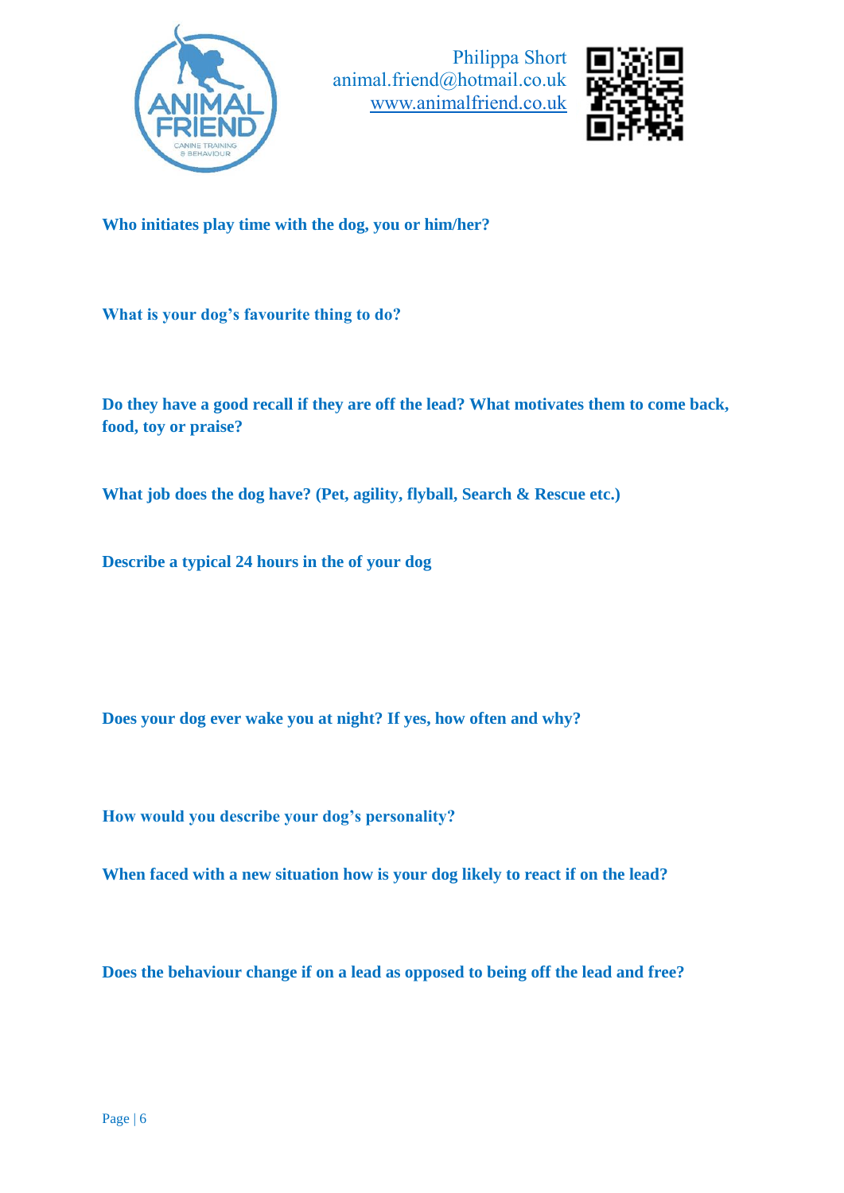**Who initiates play time with the dog, you or him/her?**

**What is your dog's favourite thing to do?**

**Do they have a good recall if they are off the lead? What motivates them to come back, food, toy or praise?**

**What job does the dog have? (Pet, agility, flyball, Search & Rescue etc.)**

**Describe a typical 24 hours in the of your dog**

**Does your dog ever wake you at night? If yes, how often and why?**

**How would you describe your dog's personality?**

**When faced with a new situation how is your dog likely to react if on the lead?**

**Does the behaviour change if on a lead as opposed to being off the lead and free?**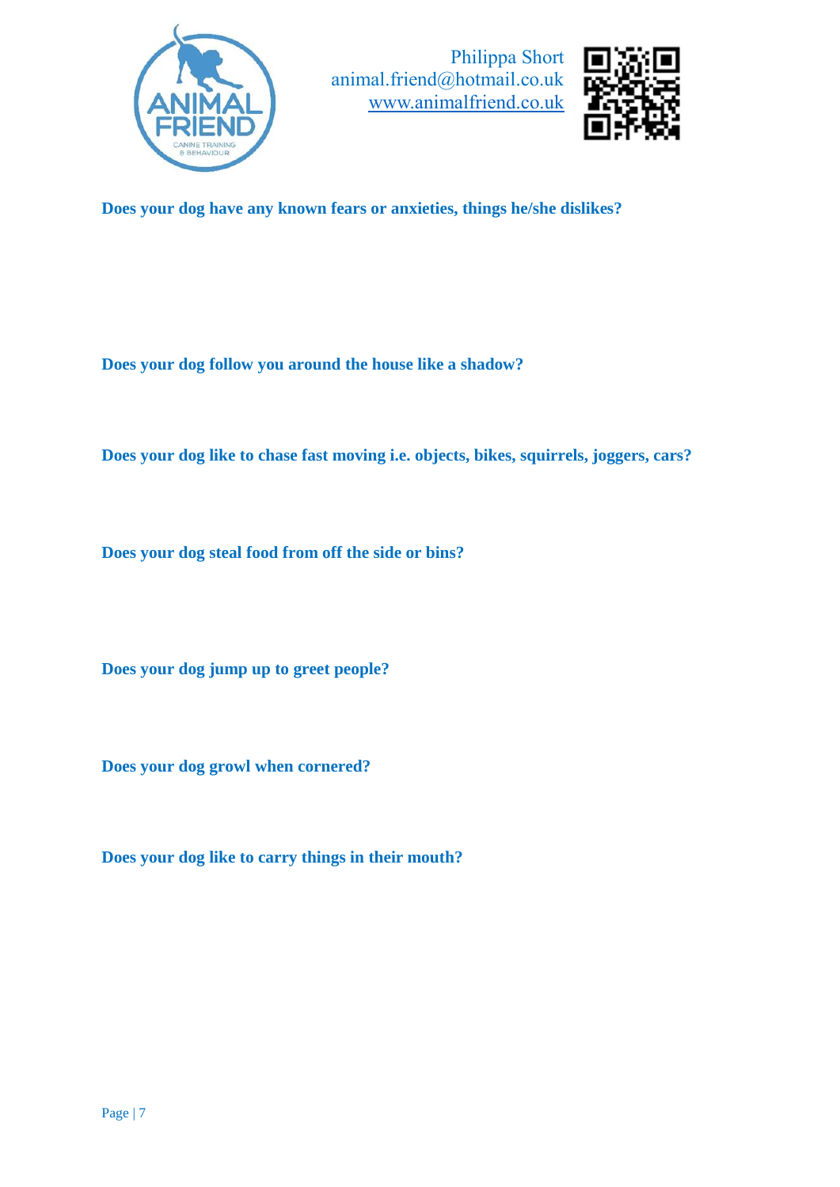Philippa Short
animal.friend@hotmail.co.uk
www.animalfriend.co.uk

**Does your dog have any known fears or anxieties, things he/she dislikes?**

**Does your dog follow you around the house like a shadow?**

**Does your dog like to chase fast moving i.e. objects, bikes, squirrels, joggers, cars?**

**Does your dog steal food from off the side or bins?**

**Does your dog jump up to greet people?**

**Does your dog growl when cornered?**

**Does your dog like to carry things in their mouth?**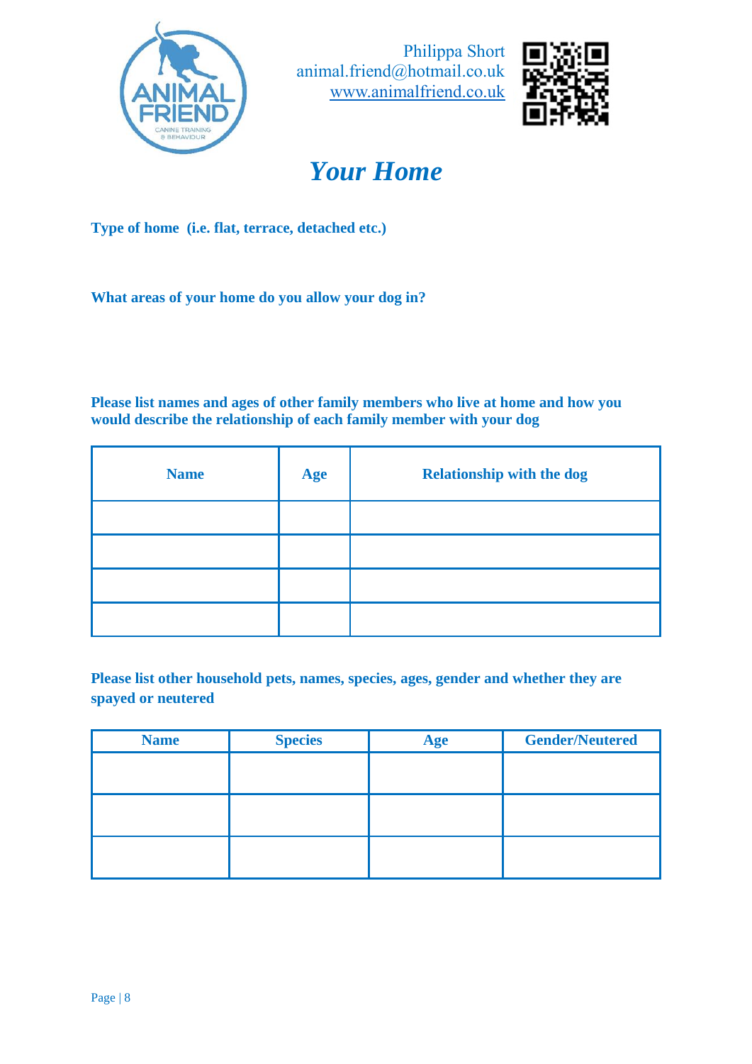Philippa Short
animal.friend@hotmail.co.uk
www.animalfriend.co.uk

# *Your Home*

**Type of home (i.e. flat, terrace, detached etc.)**

**What areas of your home do you allow your dog in?**

**Please list names and ages of other family members who live at home and how you would describe the relationship of each family member with your dog**

| Name | Age | Relationship with the dog |
|---|---|---|
| | | |
| | | |
| | | |
| | | |

**Please list other household pets, names, species, ages, gender and whether they are spayed or neutered**

| Name | Species | Age | Gender/Neutered |
|---|---|---|---|
| | | | |
| | | | |
| | | | |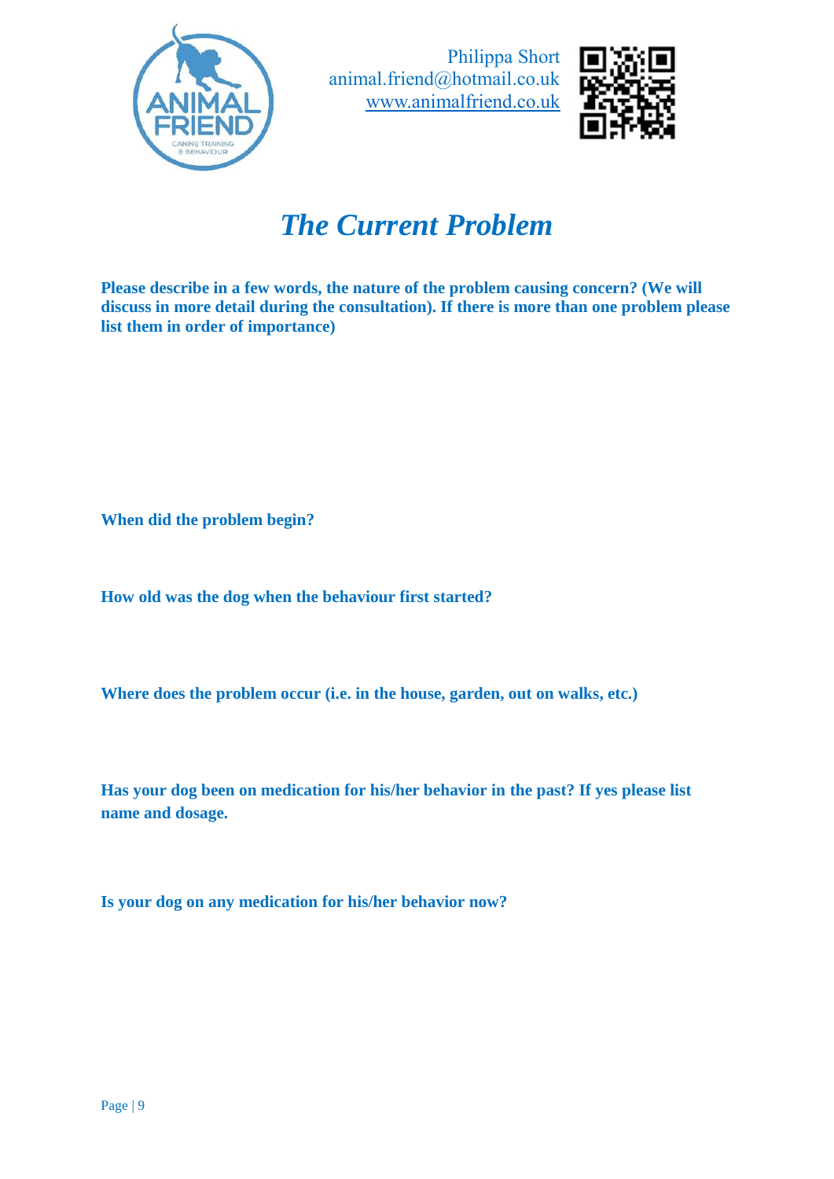Philippa Short
animal.friend@hotmail.co.uk
www.animalfriend.co.uk

# *The Current Problem*

**Please describe in a few words, the nature of the problem causing concern? (We will discuss in more detail during the consultation). If there is more than one problem please list them in order of importance)**

**When did the problem begin?**

**How old was the dog when the behaviour first started?**

**Where does the problem occur (i.e. in the house, garden, out on walks, etc.)**

**Has your dog been on medication for his/her behavior in the past? If yes please list name and dosage.**

**Is your dog on any medication for his/her behavior now?**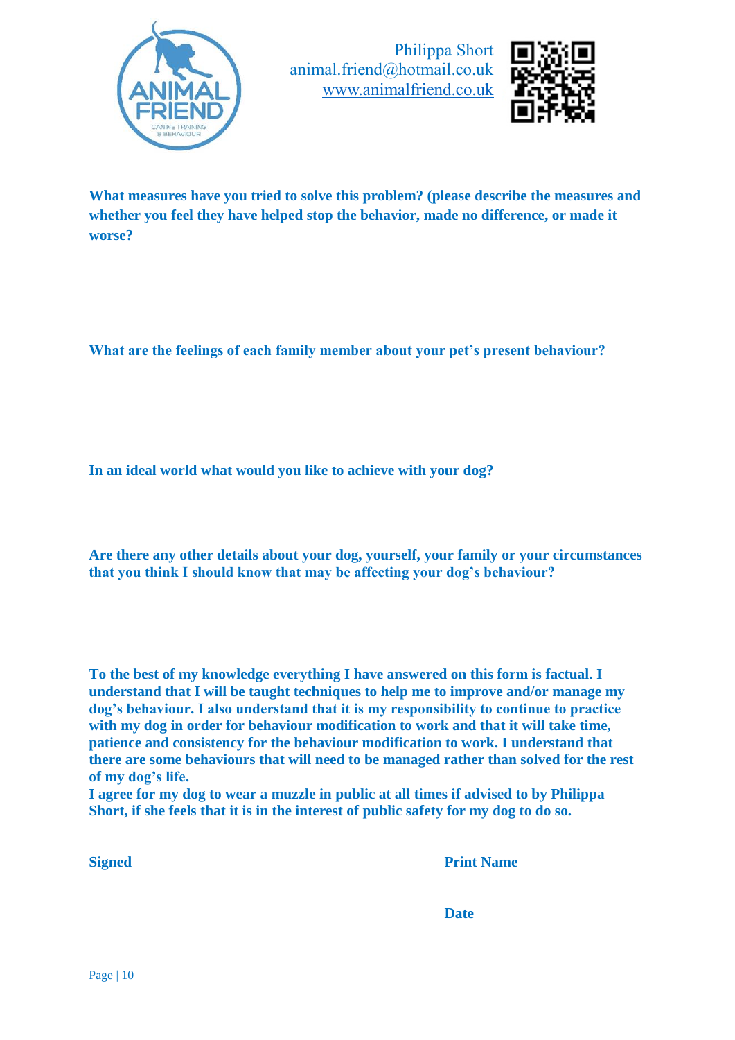Philippa Short
animal.friend@hotmail.co.uk
www.animalfriend.co.uk

**What measures have you tried to solve this problem? (please describe the measures and whether you feel they have helped stop the behavior, made no difference, or made it worse?**

**What are the feelings of each family member about your pet's present behaviour?**

**In an ideal world what would you like to achieve with your dog?**

**Are there any other details about your dog, yourself, your family or your circumstances that you think I should know that may be affecting your dog's behaviour?**

**To the best of my knowledge everything I have answered on this form is factual. I understand that I will be taught techniques to help me to improve and/or manage my dog's behaviour. I also understand that it is my responsibility to continue to practice with my dog in order for behaviour modification to work and that it will take time, patience and consistency for the behaviour modification to work. I understand that there are some behaviours that will need to be managed rather than solved for the rest of my dog's life.**
**I agree for my dog to wear a muzzle in public at all times if advised to by Philippa Short, if she feels that it is in the interest of public safety for my dog to do so.**

**Signed** **Print Name**

**Date**